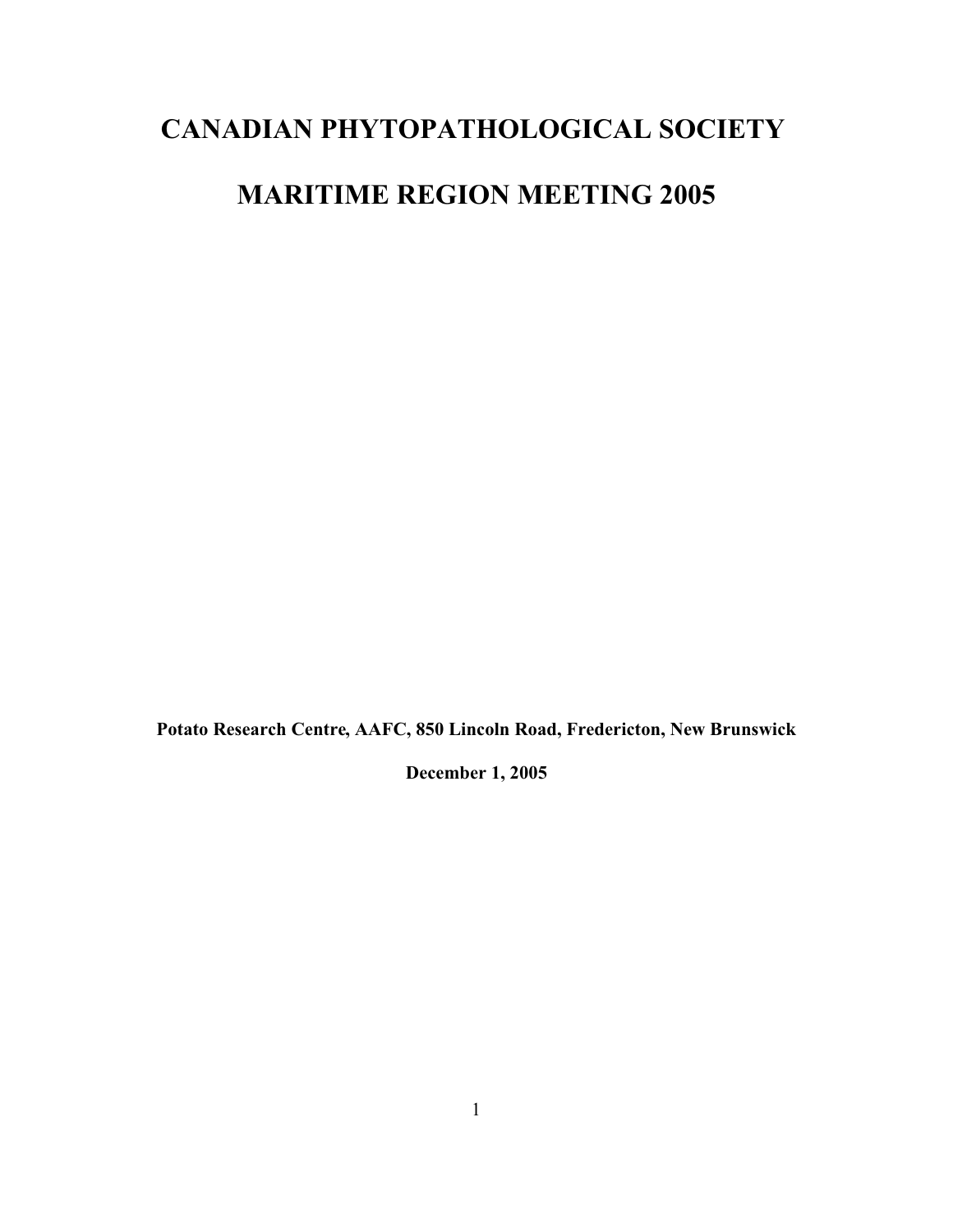# CANADIAN PHYTOPATHOLOGICAL SOCIETY

# MARITIME REGION MEETING 2005

**Potato Research Centre, AAFC, 850 Lincoln Road, Fredericton, New Brunswick**

**December 1, 2005**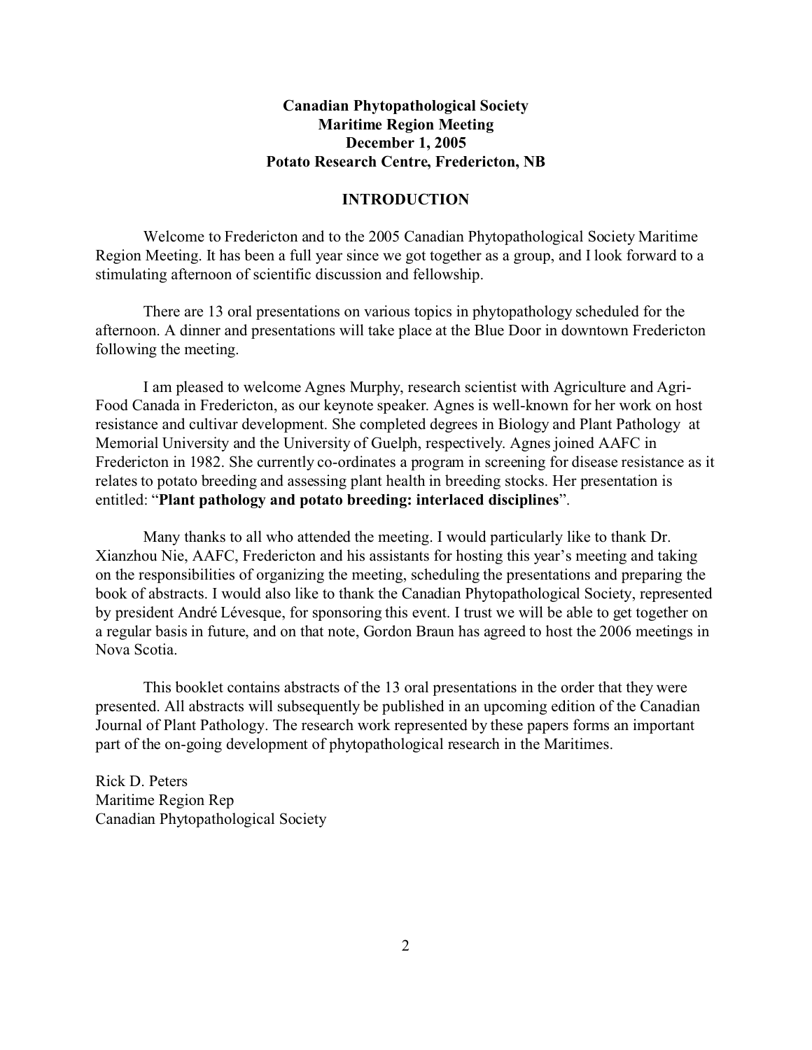**Canadian Phytopathological Society**
**Maritime Region Meeting**
**December 1, 2005**
**Potato Research Centre, Fredericton, NB**

## INTRODUCTION

Welcome to Fredericton and to the 2005 Canadian Phytopathological Society Maritime Region Meeting. It has been a full year since we got together as a group, and I look forward to a stimulating afternoon of scientific discussion and fellowship.

There are 13 oral presentations on various topics in phytopathology scheduled for the afternoon. A dinner and presentations will take place at the Blue Door in downtown Fredericton following the meeting.

I am pleased to welcome Agnes Murphy, research scientist with Agriculture and Agri-Food Canada in Fredericton, as our keynote speaker. Agnes is well-known for her work on host resistance and cultivar development. She completed degrees in Biology and Plant Pathology at Memorial University and the University of Guelph, respectively. Agnes joined AAFC in Fredericton in 1982. She currently co-ordinates a program in screening for disease resistance as it relates to potato breeding and assessing plant health in breeding stocks. Her presentation is entitled: "**Plant pathology and potato breeding: interlaced disciplines**".

Many thanks to all who attended the meeting. I would particularly like to thank Dr. Xianzhou Nie, AAFC, Fredericton and his assistants for hosting this year's meeting and taking on the responsibilities of organizing the meeting, scheduling the presentations and preparing the book of abstracts. I would also like to thank the Canadian Phytopathological Society, represented by president André Lévesque, for sponsoring this event. I trust we will be able to get together on a regular basis in future, and on that note, Gordon Braun has agreed to host the 2006 meetings in Nova Scotia.

This booklet contains abstracts of the 13 oral presentations in the order that they were presented. All abstracts will subsequently be published in an upcoming edition of the Canadian Journal of Plant Pathology. The research work represented by these papers forms an important part of the on-going development of phytopathological research in the Maritimes.

Rick D. Peters
Maritime Region Rep
Canadian Phytopathological Society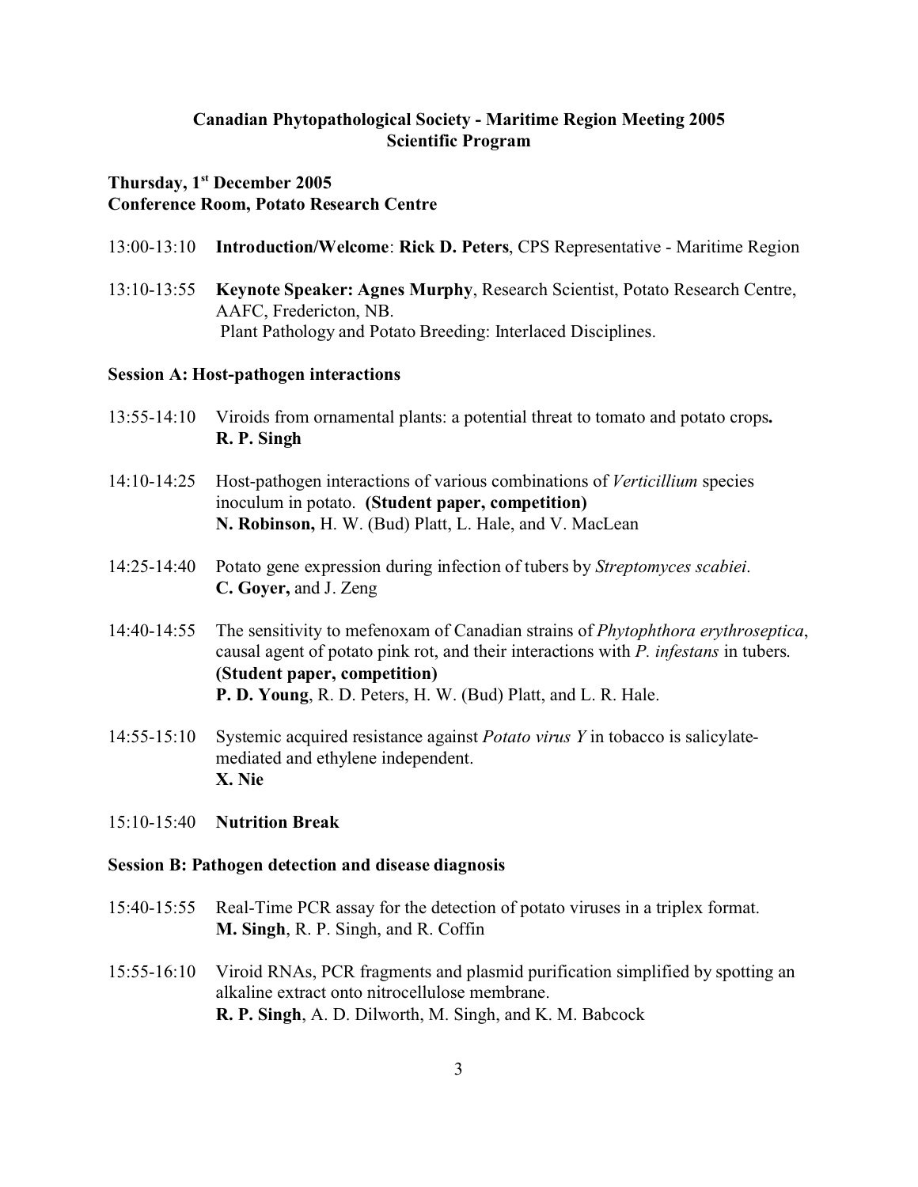# Canadian Phytopathological Society - Maritime Region Meeting 2005
## Scientific Program

**Thursday, 1st December 2005**
**Conference Room, Potato Research Centre**

13:00-13:10 **Introduction/Welcome**: **Rick D. Peters**, CPS Representative - Maritime Region

13:10-13:55 **Keynote Speaker: Agnes Murphy**, Research Scientist, Potato Research Centre, AAFC, Fredericton, NB.
Plant Pathology and Potato Breeding: Interlaced Disciplines.

### Session A: Host-pathogen interactions

13:55-14:10 Viroids from ornamental plants: a potential threat to tomato and potato crops**.**
**R. P. Singh**

14:10-14:25 Host-pathogen interactions of various combinations of *Verticillium* species inoculum in potato. **(Student paper, competition)**
**N. Robinson,** H. W. (Bud) Platt, L. Hale, and V. MacLean

14:25-14:40 Potato gene expression during infection of tubers by *Streptomyces scabiei*.
**C. Goyer,** and J. Zeng

14:40-14:55 The sensitivity to mefenoxam of Canadian strains of *Phytophthora erythroseptica*, causal agent of potato pink rot, and their interactions with *P. infestans* in tubers. **(Student paper, competition)**
**P. D. Young**, R. D. Peters, H. W. (Bud) Platt, and L. R. Hale.

14:55-15:10 Systemic acquired resistance against *Potato virus Y* in tobacco is salicylate-mediated and ethylene independent.
**X. Nie**

15:10-15:40 **Nutrition Break**

### Session B: Pathogen detection and disease diagnosis

15:40-15:55 Real-Time PCR assay for the detection of potato viruses in a triplex format.
**M. Singh**, R. P. Singh, and R. Coffin

15:55-16:10 Viroid RNAs, PCR fragments and plasmid purification simplified by spotting an alkaline extract onto nitrocellulose membrane.
**R. P. Singh**, A. D. Dilworth, M. Singh, and K. M. Babcock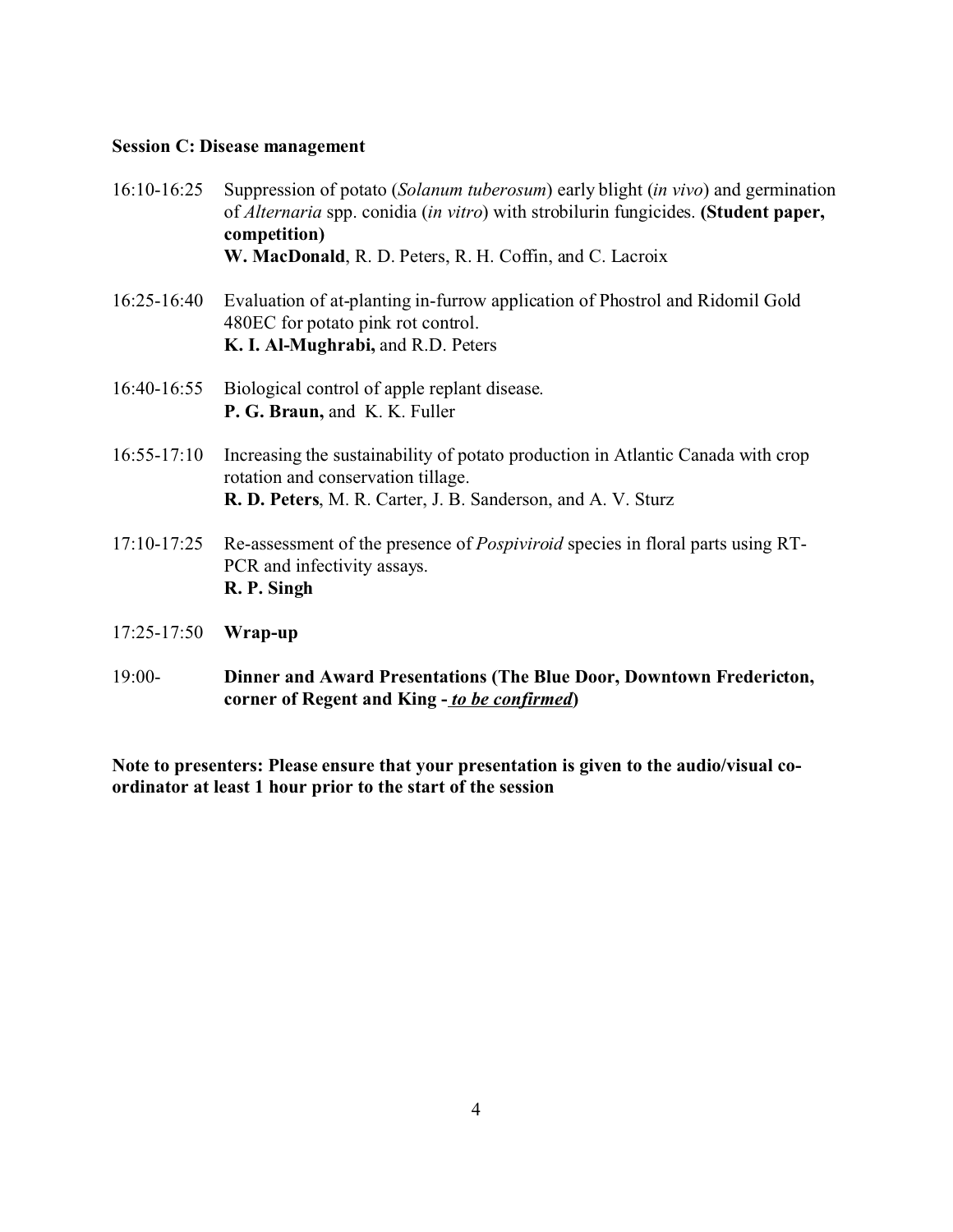**Session C: Disease management**

16:10-16:25 Suppression of potato (*Solanum tuberosum*) early blight (*in vivo*) and germination of *Alternaria* spp. conidia (*in vitro*) with strobilurin fungicides. **(Student paper, competition)**
**W. MacDonald**, R. D. Peters, R. H. Coffin, and C. Lacroix

16:25-16:40 Evaluation of at-planting in-furrow application of Phostrol and Ridomil Gold 480EC for potato pink rot control.
**K. I. Al-Mughrabi,** and R.D. Peters

16:40-16:55 Biological control of apple replant disease.
**P. G. Braun,** and K. K. Fuller

16:55-17:10 Increasing the sustainability of potato production in Atlantic Canada with crop rotation and conservation tillage.
**R. D. Peters**, M. R. Carter, J. B. Sanderson, and A. V. Sturz

17:10-17:25 Re-assessment of the presence of *Pospiviroid* species in floral parts using RT-PCR and infectivity assays.
**R. P. Singh**

17:25-17:50 **Wrap-up**

19:00- **Dinner and Award Presentations (The Blue Door, Downtown Fredericton, corner of Regent and King - *to be confirmed*)**

**Note to presenters: Please ensure that your presentation is given to the audio/visual co-ordinator at least 1 hour prior to the start of the session**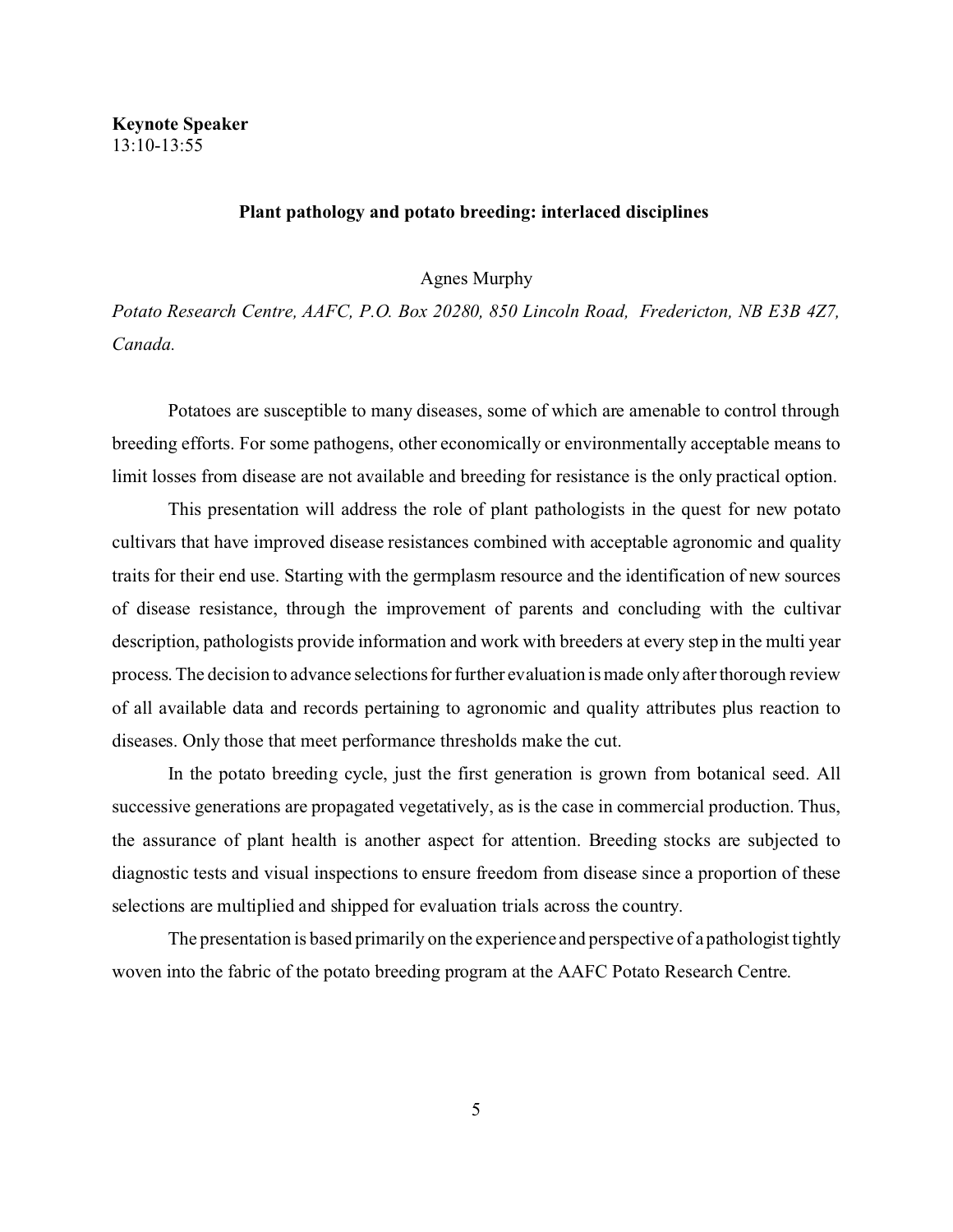**Keynote Speaker**
13:10-13:55

### Plant pathology and potato breeding: interlaced disciplines

Agnes Murphy

*Potato Research Centre, AAFC, P.O. Box 20280, 850 Lincoln Road, Fredericton, NB E3B 4Z7, Canada.*

Potatoes are susceptible to many diseases, some of which are amenable to control through breeding efforts. For some pathogens, other economically or environmentally acceptable means to limit losses from disease are not available and breeding for resistance is the only practical option.

This presentation will address the role of plant pathologists in the quest for new potato cultivars that have improved disease resistances combined with acceptable agronomic and quality traits for their end use. Starting with the germplasm resource and the identification of new sources of disease resistance, through the improvement of parents and concluding with the cultivar description, pathologists provide information and work with breeders at every step in the multi year process. The decision to advance selections for further evaluation is made only after thorough review of all available data and records pertaining to agronomic and quality attributes plus reaction to diseases. Only those that meet performance thresholds make the cut.

In the potato breeding cycle, just the first generation is grown from botanical seed. All successive generations are propagated vegetatively, as is the case in commercial production. Thus, the assurance of plant health is another aspect for attention. Breeding stocks are subjected to diagnostic tests and visual inspections to ensure freedom from disease since a proportion of these selections are multiplied and shipped for evaluation trials across the country.

The presentation is based primarily on the experience and perspective of a pathologist tightly woven into the fabric of the potato breeding program at the AAFC Potato Research Centre.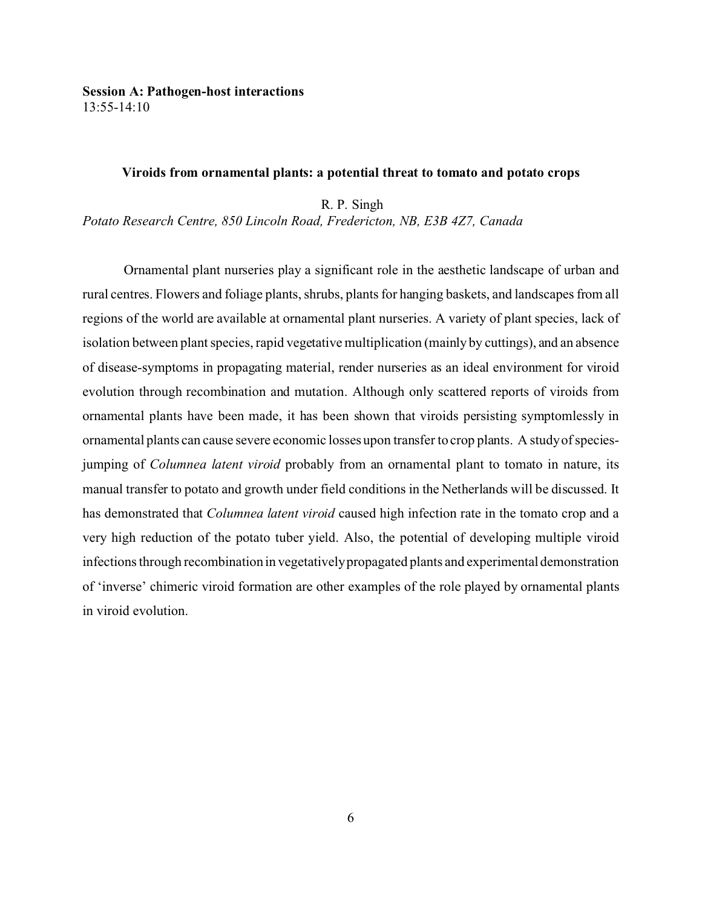**Session A: Pathogen-host interactions**
13:55-14:10

### Viroids from ornamental plants: a potential threat to tomato and potato crops

R. P. Singh
*Potato Research Centre, 850 Lincoln Road, Fredericton, NB, E3B 4Z7, Canada*

Ornamental plant nurseries play a significant role in the aesthetic landscape of urban and rural centres. Flowers and foliage plants, shrubs, plants for hanging baskets, and landscapes from all regions of the world are available at ornamental plant nurseries. A variety of plant species, lack of isolation between plant species, rapid vegetative multiplication (mainly by cuttings), and an absence of disease-symptoms in propagating material, render nurseries as an ideal environment for viroid evolution through recombination and mutation. Although only scattered reports of viroids from ornamental plants have been made, it has been shown that viroids persisting symptomlessly in ornamental plants can cause severe economic losses upon transfer to crop plants. A study of species-jumping of *Columnea latent viroid* probably from an ornamental plant to tomato in nature, its manual transfer to potato and growth under field conditions in the Netherlands will be discussed. It has demonstrated that *Columnea latent viroid* caused high infection rate in the tomato crop and a very high reduction of the potato tuber yield. Also, the potential of developing multiple viroid infections through recombination in vegetatively propagated plants and experimental demonstration of 'inverse' chimeric viroid formation are other examples of the role played by ornamental plants in viroid evolution.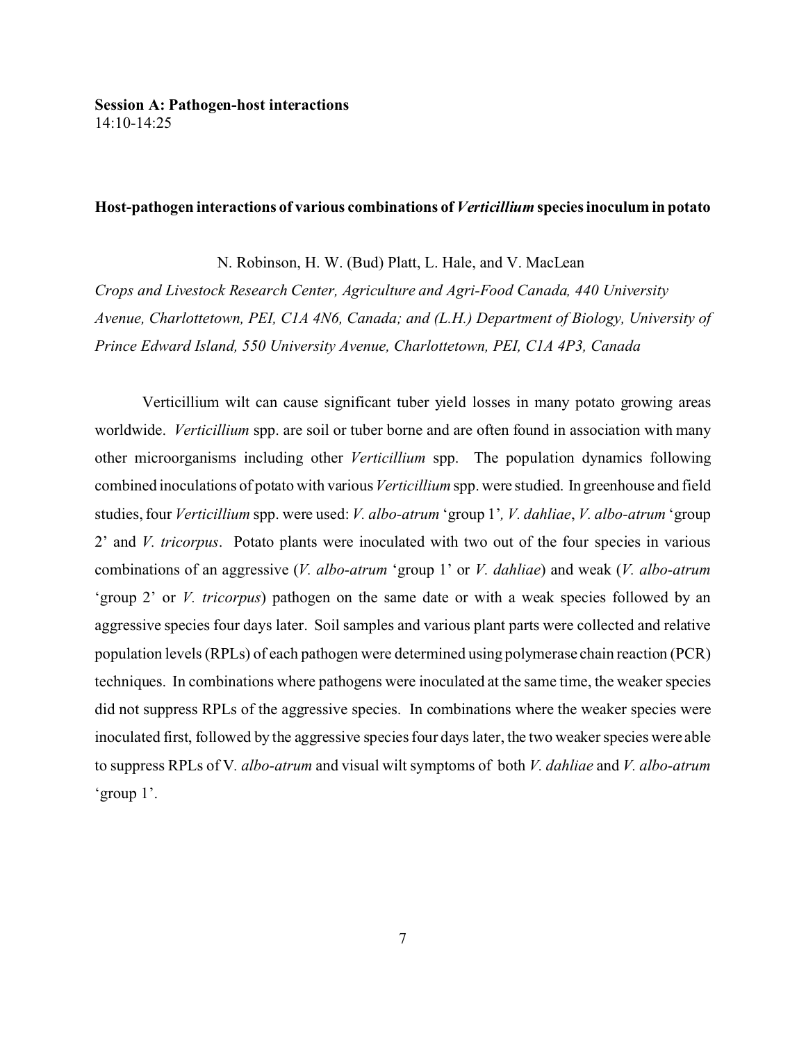**Session A: Pathogen-host interactions**
14:10-14:25

## Host-pathogen interactions of various combinations of *Verticillium* species inoculum in potato

N. Robinson, H. W. (Bud) Platt, L. Hale, and V. MacLean

*Crops and Livestock Research Center, Agriculture and Agri-Food Canada, 440 University Avenue, Charlottetown, PEI, C1A 4N6, Canada; and (L.H.) Department of Biology, University of Prince Edward Island, 550 University Avenue, Charlottetown, PEI, C1A 4P3, Canada*

Verticillium wilt can cause significant tuber yield losses in many potato growing areas worldwide. *Verticillium* spp. are soil or tuber borne and are often found in association with many other microorganisms including other *Verticillium* spp. The population dynamics following combined inoculations of potato with various *Verticillium* spp. were studied. In greenhouse and field studies, four *Verticillium* spp. were used: *V. albo-atrum* 'group 1', *V. dahliae*, *V. albo-atrum* 'group 2' and *V. tricorpus*. Potato plants were inoculated with two out of the four species in various combinations of an aggressive (*V. albo-atrum* 'group 1' or *V. dahliae*) and weak (*V. albo-atrum* 'group 2' or *V. tricorpus*) pathogen on the same date or with a weak species followed by an aggressive species four days later. Soil samples and various plant parts were collected and relative population levels (RPLs) of each pathogen were determined using polymerase chain reaction (PCR) techniques. In combinations where pathogens were inoculated at the same time, the weaker species did not suppress RPLs of the aggressive species. In combinations where the weaker species were inoculated first, followed by the aggressive species four days later, the two weaker species were able to suppress RPLs of V. *albo-atrum* and visual wilt symptoms of both *V. dahliae* and *V. albo-atrum* 'group 1'.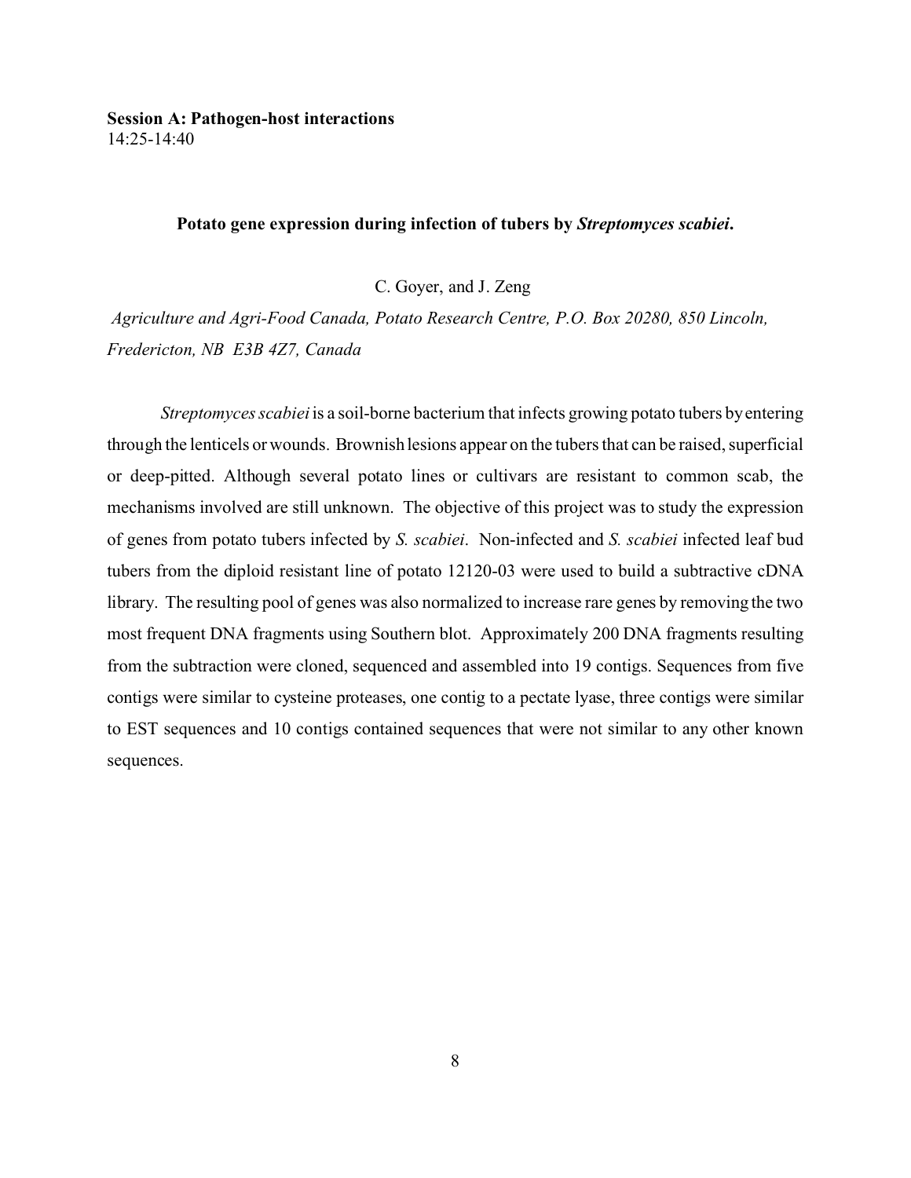**Session A: Pathogen-host interactions**
14:25-14:40

### Potato gene expression during infection of tubers by *Streptomyces scabiei*.

C. Goyer, and J. Zeng

*Agriculture and Agri-Food Canada, Potato Research Centre, P.O. Box 20280, 850 Lincoln, Fredericton, NB E3B 4Z7, Canada*

*Streptomyces scabiei* is a soil-borne bacterium that infects growing potato tubers by entering through the lenticels or wounds. Brownish lesions appear on the tubers that can be raised, superficial or deep-pitted. Although several potato lines or cultivars are resistant to common scab, the mechanisms involved are still unknown. The objective of this project was to study the expression of genes from potato tubers infected by *S. scabiei*. Non-infected and *S. scabiei* infected leaf bud tubers from the diploid resistant line of potato 12120-03 were used to build a subtractive cDNA library. The resulting pool of genes was also normalized to increase rare genes by removing the two most frequent DNA fragments using Southern blot. Approximately 200 DNA fragments resulting from the subtraction were cloned, sequenced and assembled into 19 contigs. Sequences from five contigs were similar to cysteine proteases, one contig to a pectate lyase, three contigs were similar to EST sequences and 10 contigs contained sequences that were not similar to any other known sequences.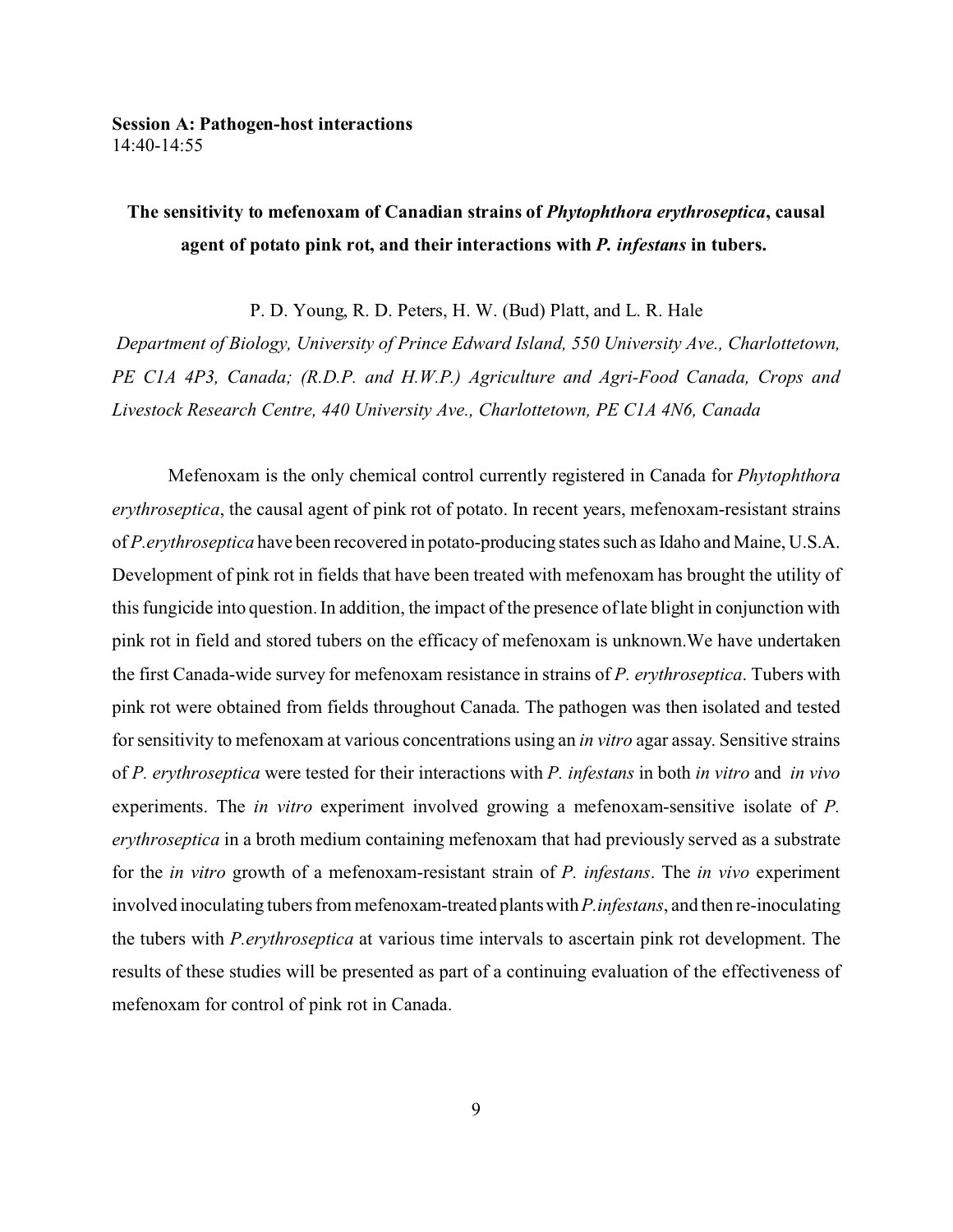**Session A: Pathogen-host interactions**
14:40-14:55

## The sensitivity to mefenoxam of Canadian strains of *Phytophthora erythroseptica*, causal agent of potato pink rot, and their interactions with *P. infestans* in tubers.

P. D. Young, R. D. Peters, H. W. (Bud) Platt, and L. R. Hale

*Department of Biology, University of Prince Edward Island, 550 University Ave., Charlottetown, PE C1A 4P3, Canada; (R.D.P. and H.W.P.) Agriculture and Agri-Food Canada, Crops and Livestock Research Centre, 440 University Ave., Charlottetown, PE C1A 4N6, Canada*

Mefenoxam is the only chemical control currently registered in Canada for *Phytophthora erythroseptica*, the causal agent of pink rot of potato. In recent years, mefenoxam-resistant strains of *P.erythroseptica* have been recovered in potato-producing states such as Idaho and Maine, U.S.A. Development of pink rot in fields that have been treated with mefenoxam has brought the utility of this fungicide into question. In addition, the impact of the presence of late blight in conjunction with pink rot in field and stored tubers on the efficacy of mefenoxam is unknown.We have undertaken the first Canada-wide survey for mefenoxam resistance in strains of *P. erythroseptica*. Tubers with pink rot were obtained from fields throughout Canada. The pathogen was then isolated and tested for sensitivity to mefenoxam at various concentrations using an *in vitro* agar assay. Sensitive strains of *P. erythroseptica* were tested for their interactions with *P. infestans* in both *in vitro* and *in vivo* experiments. The *in vitro* experiment involved growing a mefenoxam-sensitive isolate of *P. erythroseptica* in a broth medium containing mefenoxam that had previously served as a substrate for the *in vitro* growth of a mefenoxam-resistant strain of *P. infestans*. The *in vivo* experiment involved inoculating tubers from mefenoxam-treated plants with *P.infestans*, and then re-inoculating the tubers with *P.erythroseptica* at various time intervals to ascertain pink rot development. The results of these studies will be presented as part of a continuing evaluation of the effectiveness of mefenoxam for control of pink rot in Canada.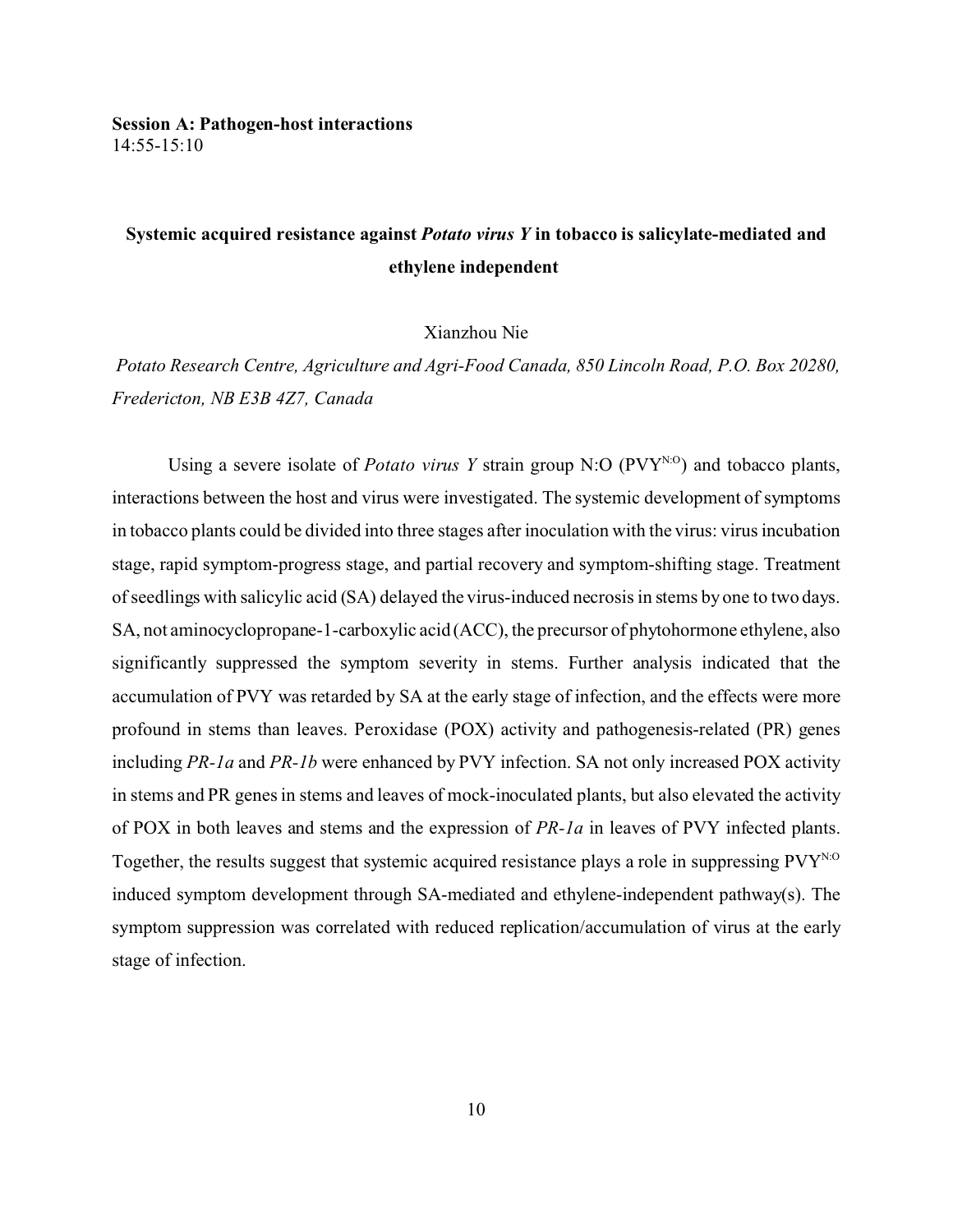**Session A: Pathogen-host interactions**
14:55-15:10

## Systemic acquired resistance against *Potato virus Y* in tobacco is salicylate-mediated and ethylene independent

Xianzhou Nie

*Potato Research Centre, Agriculture and Agri-Food Canada, 850 Lincoln Road, P.O. Box 20280, Fredericton, NB E3B 4Z7, Canada*

Using a severe isolate of *Potato virus Y* strain group N:O ($PVY^{N:O}$) and tobacco plants, interactions between the host and virus were investigated. The systemic development of symptoms in tobacco plants could be divided into three stages after inoculation with the virus: virus incubation stage, rapid symptom-progress stage, and partial recovery and symptom-shifting stage. Treatment of seedlings with salicylic acid (SA) delayed the virus-induced necrosis in stems by one to two days. SA, not aminocyclopropane-1-carboxylic acid (ACC), the precursor of phytohormone ethylene, also significantly suppressed the symptom severity in stems. Further analysis indicated that the accumulation of PVY was retarded by SA at the early stage of infection, and the effects were more profound in stems than leaves. Peroxidase (POX) activity and pathogenesis-related (PR) genes including *PR-1a* and *PR-1b* were enhanced by PVY infection. SA not only increased POX activity in stems and PR genes in stems and leaves of mock-inoculated plants, but also elevated the activity of POX in both leaves and stems and the expression of *PR-1a* in leaves of PVY infected plants. Together, the results suggest that systemic acquired resistance plays a role in suppressing $PVY^{N:O}$ induced symptom development through SA-mediated and ethylene-independent pathway(s). The symptom suppression was correlated with reduced replication/accumulation of virus at the early stage of infection.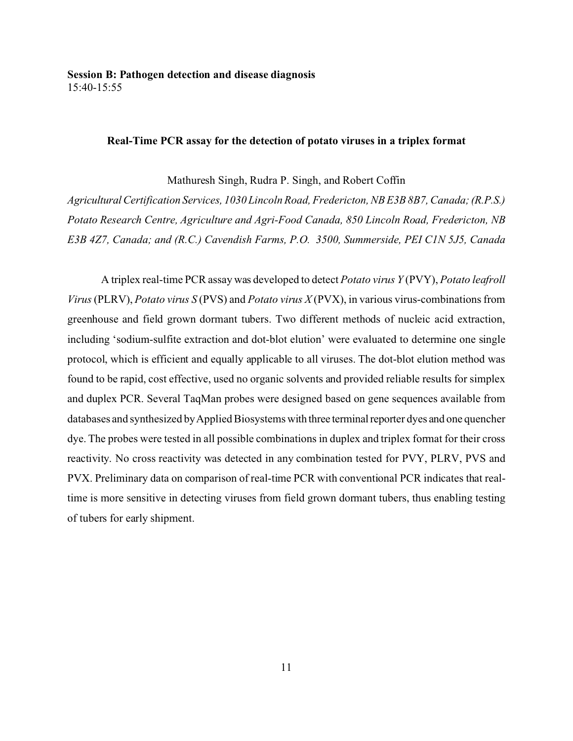**Session B: Pathogen detection and disease diagnosis**
15:40-15:55

### Real-Time PCR assay for the detection of potato viruses in a triplex format

Mathuresh Singh, Rudra P. Singh, and Robert Coffin

*Agricultural Certification Services, 1030 Lincoln Road, Fredericton, NB E3B 8B7, Canada; (R.P.S.) Potato Research Centre, Agriculture and Agri-Food Canada, 850 Lincoln Road, Fredericton, NB E3B 4Z7, Canada; and (R.C.) Cavendish Farms, P.O. 3500, Summerside, PEI C1N 5J5, Canada*

A triplex real-time PCR assay was developed to detect *Potato virus Y* (PVY), *Potato leafroll Virus* (PLRV), *Potato virus S* (PVS) and *Potato virus X* (PVX), in various virus-combinations from greenhouse and field grown dormant tubers. Two different methods of nucleic acid extraction, including 'sodium-sulfite extraction and dot-blot elution' were evaluated to determine one single protocol, which is efficient and equally applicable to all viruses. The dot-blot elution method was found to be rapid, cost effective, used no organic solvents and provided reliable results for simplex and duplex PCR. Several TaqMan probes were designed based on gene sequences available from databases and synthesized by Applied Biosystems with three terminal reporter dyes and one quencher dye. The probes were tested in all possible combinations in duplex and triplex format for their cross reactivity. No cross reactivity was detected in any combination tested for PVY, PLRV, PVS and PVX. Preliminary data on comparison of real-time PCR with conventional PCR indicates that real-time is more sensitive in detecting viruses from field grown dormant tubers, thus enabling testing of tubers for early shipment.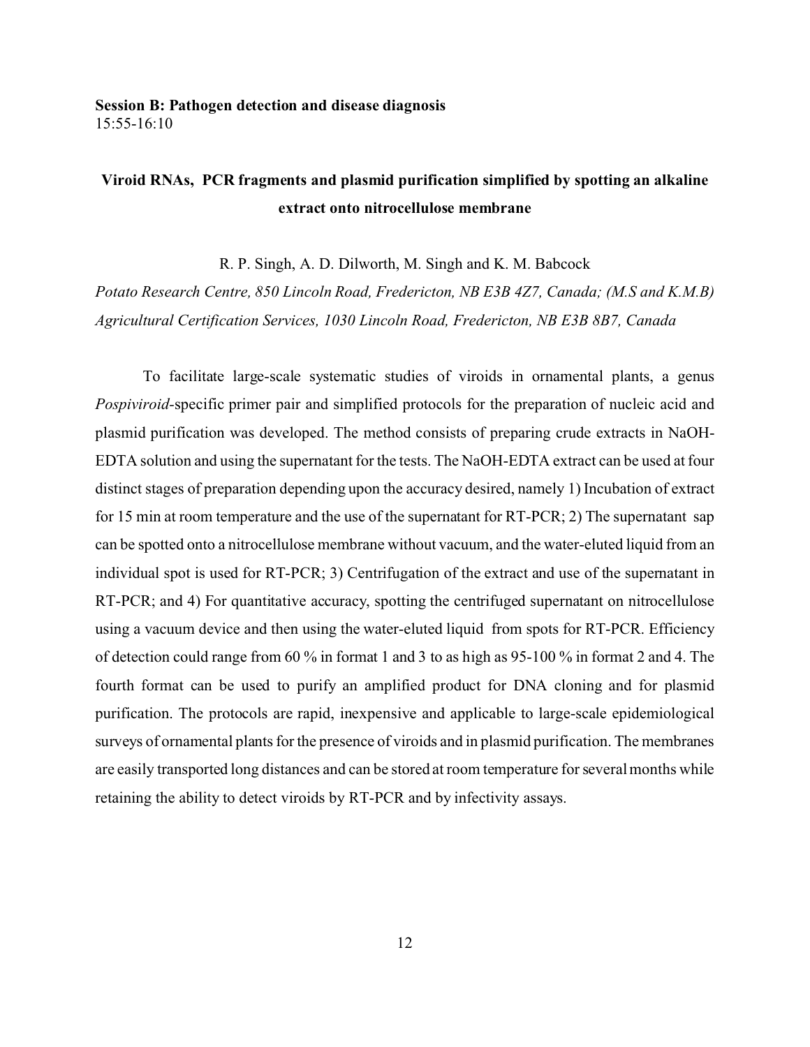**Session B: Pathogen detection and disease diagnosis**
15:55-16:10

## Viroid RNAs, PCR fragments and plasmid purification simplified by spotting an alkaline extract onto nitrocellulose membrane

R. P. Singh, A. D. Dilworth, M. Singh and K. M. Babcock

*Potato Research Centre, 850 Lincoln Road, Fredericton, NB E3B 4Z7, Canada; (M.S and K.M.B) Agricultural Certification Services, 1030 Lincoln Road, Fredericton, NB E3B 8B7, Canada*

To facilitate large-scale systematic studies of viroids in ornamental plants, a genus *Pospiviroid*-specific primer pair and simplified protocols for the preparation of nucleic acid and plasmid purification was developed. The method consists of preparing crude extracts in NaOH-EDTA solution and using the supernatant for the tests. The NaOH-EDTA extract can be used at four distinct stages of preparation depending upon the accuracy desired, namely 1) Incubation of extract for 15 min at room temperature and the use of the supernatant for RT-PCR; 2) The supernatant sap can be spotted onto a nitrocellulose membrane without vacuum, and the water-eluted liquid from an individual spot is used for RT-PCR; 3) Centrifugation of the extract and use of the supernatant in RT-PCR; and 4) For quantitative accuracy, spotting the centrifuged supernatant on nitrocellulose using a vacuum device and then using the water-eluted liquid from spots for RT-PCR. Efficiency of detection could range from 60 % in format 1 and 3 to as high as 95-100 % in format 2 and 4. The fourth format can be used to purify an amplified product for DNA cloning and for plasmid purification. The protocols are rapid, inexpensive and applicable to large-scale epidemiological surveys of ornamental plants for the presence of viroids and in plasmid purification. The membranes are easily transported long distances and can be stored at room temperature for several months while retaining the ability to detect viroids by RT-PCR and by infectivity assays.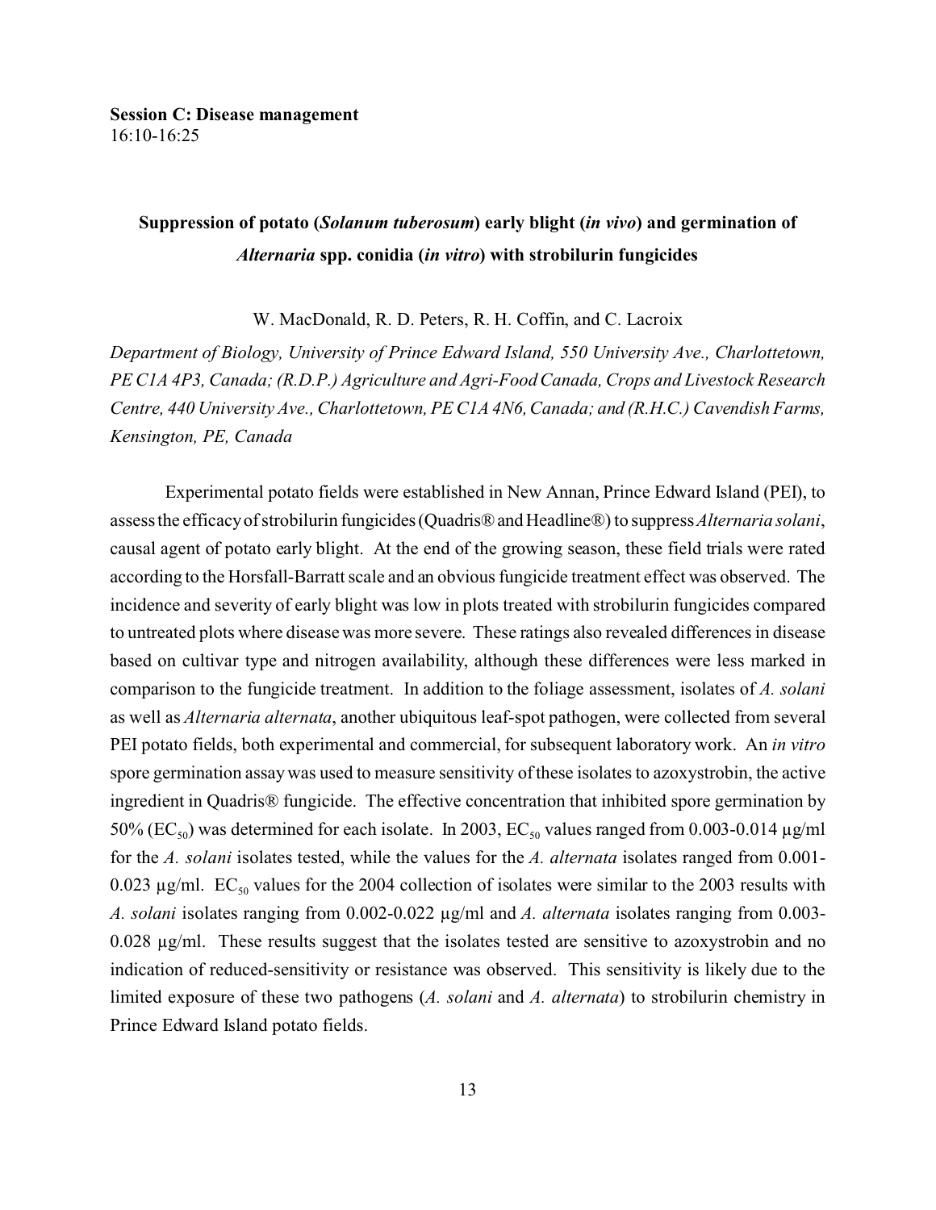**Session C: Disease management**
16:10-16:25

## Suppression of potato (*Solanum tuberosum*) early blight (*in vivo*) and germination of *Alternaria* spp. conidia (*in vitro*) with strobilurin fungicides

W. MacDonald, R. D. Peters, R. H. Coffin, and C. Lacroix

*Department of Biology, University of Prince Edward Island, 550 University Ave., Charlottetown, PE C1A 4P3, Canada; (R.D.P.) Agriculture and Agri-Food Canada, Crops and Livestock Research Centre, 440 University Ave., Charlottetown, PE C1A 4N6, Canada; and (R.H.C.) Cavendish Farms, Kensington, PE, Canada*

Experimental potato fields were established in New Annan, Prince Edward Island (PEI), to assess the efficacy of strobilurin fungicides (Quadris® and Headline®) to suppress *Alternaria solani*, causal agent of potato early blight. At the end of the growing season, these field trials were rated according to the Horsfall-Barratt scale and an obvious fungicide treatment effect was observed. The incidence and severity of early blight was low in plots treated with strobilurin fungicides compared to untreated plots where disease was more severe. These ratings also revealed differences in disease based on cultivar type and nitrogen availability, although these differences were less marked in comparison to the fungicide treatment. In addition to the foliage assessment, isolates of *A. solani* as well as *Alternaria alternata*, another ubiquitous leaf-spot pathogen, were collected from several PEI potato fields, both experimental and commercial, for subsequent laboratory work. An *in vitro* spore germination assay was used to measure sensitivity of these isolates to azoxystrobin, the active ingredient in Quadris® fungicide. The effective concentration that inhibited spore germination by 50% ($EC_{50}$) was determined for each isolate. In 2003, $EC_{50}$ values ranged from 0.003-0.014 µg/ml for the *A. solani* isolates tested, while the values for the *A. alternata* isolates ranged from 0.001-0.023 µg/ml. $EC_{50}$ values for the 2004 collection of isolates were similar to the 2003 results with *A. solani* isolates ranging from 0.002-0.022 µg/ml and *A. alternata* isolates ranging from 0.003-0.028 µg/ml. These results suggest that the isolates tested are sensitive to azoxystrobin and no indication of reduced-sensitivity or resistance was observed. This sensitivity is likely due to the limited exposure of these two pathogens (*A. solani* and *A. alternata*) to strobilurin chemistry in Prince Edward Island potato fields.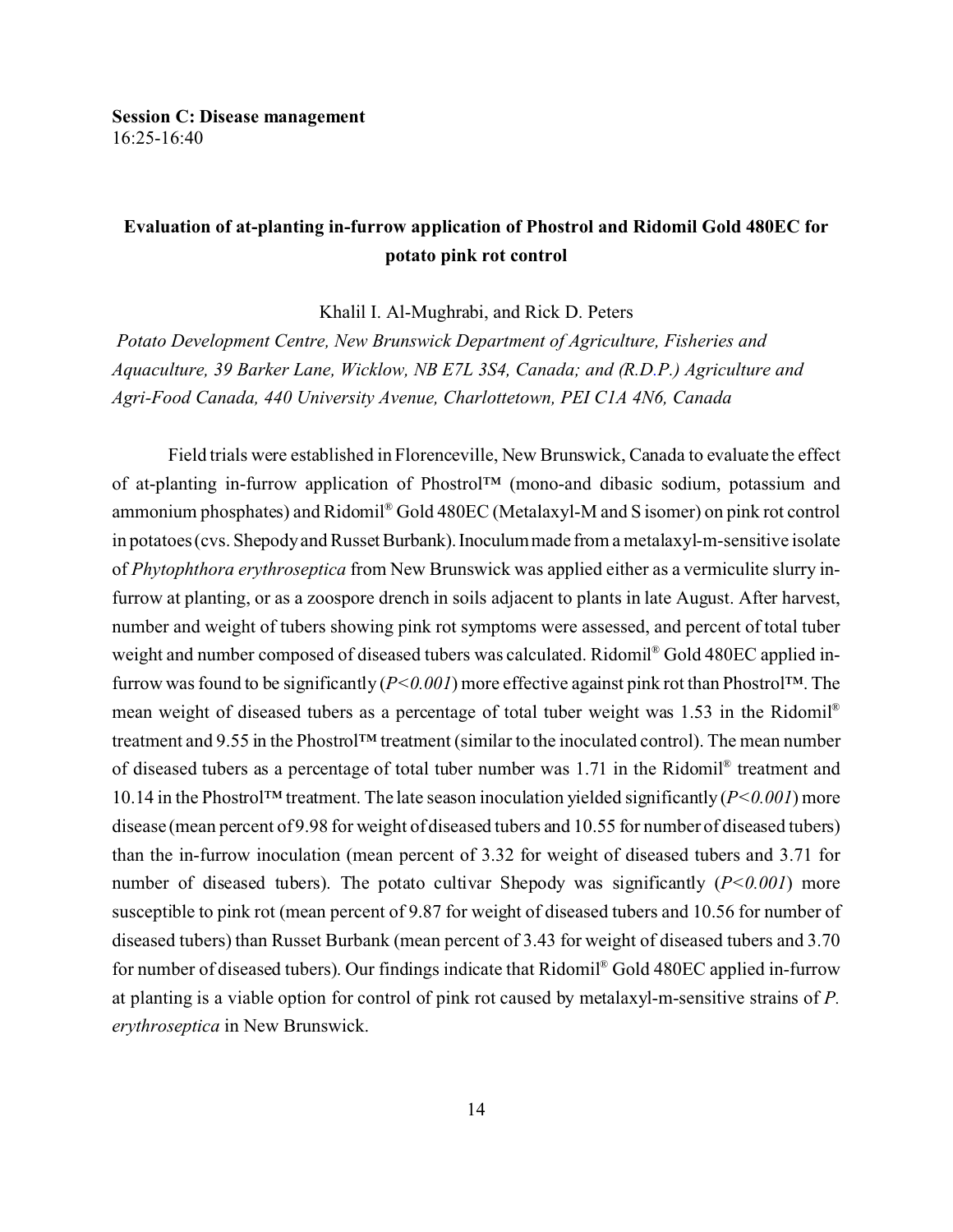**Session C: Disease management**
16:25-16:40

## Evaluation of at-planting in-furrow application of Phostrol and Ridomil Gold 480EC for potato pink rot control

Khalil I. Al-Mughrabi, and Rick D. Peters

*Potato Development Centre, New Brunswick Department of Agriculture, Fisheries and Aquaculture, 39 Barker Lane, Wicklow, NB E7L 3S4, Canada; and (R.D.P.) Agriculture and Agri-Food Canada, 440 University Avenue, Charlottetown, PEI C1A 4N6, Canada*

Field trials were established in Florenceville, New Brunswick, Canada to evaluate the effect of at-planting in-furrow application of Phostrol™ (mono-and dibasic sodium, potassium and ammonium phosphates) and Ridomil® Gold 480EC (Metalaxyl-M and S isomer) on pink rot control in potatoes (cvs. Shepody and Russet Burbank). Inoculum made from a metalaxyl-m-sensitive isolate of *Phytophthora erythroseptica* from New Brunswick was applied either as a vermiculite slurry in-furrow at planting, or as a zoospore drench in soils adjacent to plants in late August. After harvest, number and weight of tubers showing pink rot symptoms were assessed, and percent of total tuber weight and number composed of diseased tubers was calculated. Ridomil® Gold 480EC applied in-furrow was found to be significantly ($P<0.001$) more effective against pink rot than Phostrol™. The mean weight of diseased tubers as a percentage of total tuber weight was 1.53 in the Ridomil® treatment and 9.55 in the Phostrol™ treatment (similar to the inoculated control). The mean number of diseased tubers as a percentage of total tuber number was 1.71 in the Ridomil® treatment and 10.14 in the Phostrol™ treatment. The late season inoculation yielded significantly ($P<0.001$) more disease (mean percent of 9.98 for weight of diseased tubers and 10.55 for number of diseased tubers) than the in-furrow inoculation (mean percent of 3.32 for weight of diseased tubers and 3.71 for number of diseased tubers). The potato cultivar Shepody was significantly ($P<0.001$) more susceptible to pink rot (mean percent of 9.87 for weight of diseased tubers and 10.56 for number of diseased tubers) than Russet Burbank (mean percent of 3.43 for weight of diseased tubers and 3.70 for number of diseased tubers). Our findings indicate that Ridomil® Gold 480EC applied in-furrow at planting is a viable option for control of pink rot caused by metalaxyl-m-sensitive strains of *P. erythroseptica* in New Brunswick.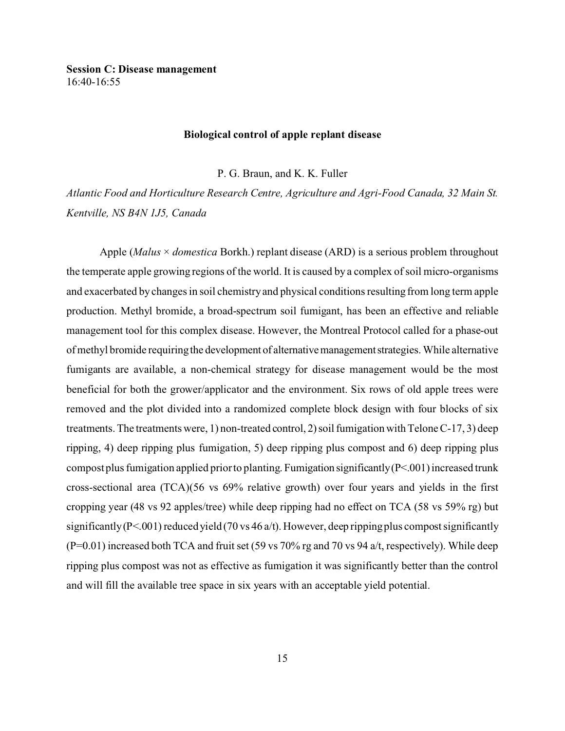**Session C: Disease management**
16:40-16:55

### Biological control of apple replant disease

P. G. Braun, and K. K. Fuller

*Atlantic Food and Horticulture Research Centre, Agriculture and Agri-Food Canada, 32 Main St. Kentville, NS B4N 1J5, Canada*

Apple (*Malus* × *domestica* Borkh.) replant disease (ARD) is a serious problem throughout the temperate apple growing regions of the world. It is caused by a complex of soil micro-organisms and exacerbated by changes in soil chemistry and physical conditions resulting from long term apple production. Methyl bromide, a broad-spectrum soil fumigant, has been an effective and reliable management tool for this complex disease. However, the Montreal Protocol called for a phase-out of methyl bromide requiring the development of alternative management strategies. While alternative fumigants are available, a non-chemical strategy for disease management would be the most beneficial for both the grower/applicator and the environment. Six rows of old apple trees were removed and the plot divided into a randomized complete block design with four blocks of six treatments. The treatments were, 1) non-treated control, 2) soil fumigation with Telone C-17, 3) deep ripping, 4) deep ripping plus fumigation, 5) deep ripping plus compost and 6) deep ripping plus compost plus fumigation applied prior to planting. Fumigation significantly (P<.001) increased trunk cross-sectional area (TCA)(56 vs 69% relative growth) over four years and yields in the first cropping year (48 vs 92 apples/tree) while deep ripping had no effect on TCA (58 vs 59% rg) but significantly (P<.001) reduced yield (70 vs 46 a/t). However, deep ripping plus compost significantly (P=0.01) increased both TCA and fruit set (59 vs 70% rg and 70 vs 94 a/t, respectively). While deep ripping plus compost was not as effective as fumigation it was significantly better than the control and will fill the available tree space in six years with an acceptable yield potential.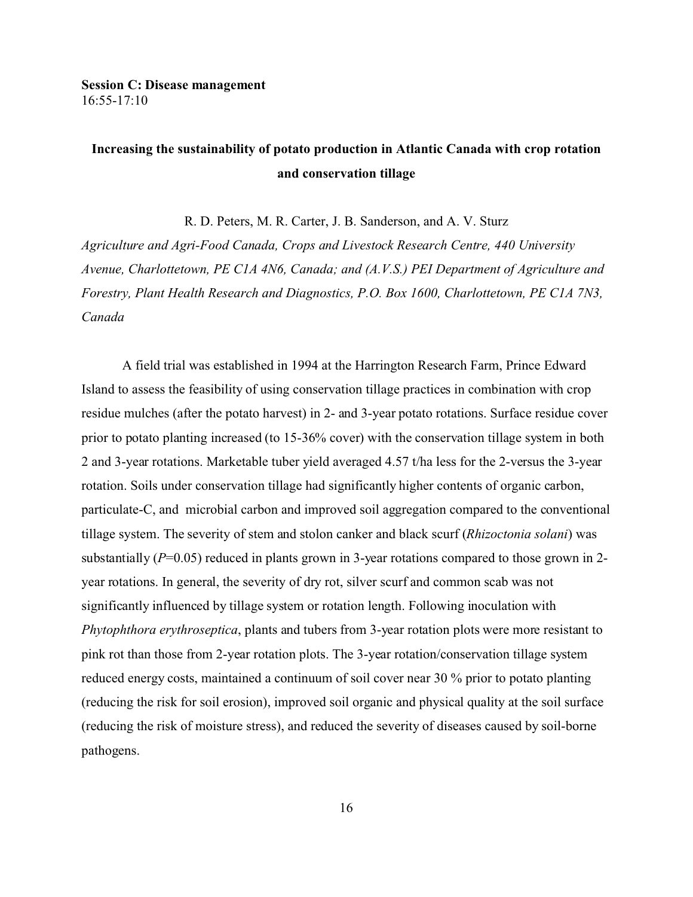**Session C: Disease management**
16:55-17:10

## Increasing the sustainability of potato production in Atlantic Canada with crop rotation and conservation tillage

R. D. Peters, M. R. Carter, J. B. Sanderson, and A. V. Sturz

*Agriculture and Agri-Food Canada, Crops and Livestock Research Centre, 440 University Avenue, Charlottetown, PE C1A 4N6, Canada; and (A.V.S.) PEI Department of Agriculture and Forestry, Plant Health Research and Diagnostics, P.O. Box 1600, Charlottetown, PE C1A 7N3, Canada*

A field trial was established in 1994 at the Harrington Research Farm, Prince Edward Island to assess the feasibility of using conservation tillage practices in combination with crop residue mulches (after the potato harvest) in 2- and 3-year potato rotations. Surface residue cover prior to potato planting increased (to 15-36% cover) with the conservation tillage system in both 2 and 3-year rotations. Marketable tuber yield averaged 4.57 t/ha less for the 2-versus the 3-year rotation. Soils under conservation tillage had significantly higher contents of organic carbon, particulate-C, and microbial carbon and improved soil aggregation compared to the conventional tillage system. The severity of stem and stolon canker and black scurf (*Rhizoctonia solani*) was substantially ($P$=0.05) reduced in plants grown in 3-year rotations compared to those grown in 2-year rotations. In general, the severity of dry rot, silver scurf and common scab was not significantly influenced by tillage system or rotation length. Following inoculation with *Phytophthora erythroseptica*, plants and tubers from 3-year rotation plots were more resistant to pink rot than those from 2-year rotation plots. The 3-year rotation/conservation tillage system reduced energy costs, maintained a continuum of soil cover near 30 % prior to potato planting (reducing the risk for soil erosion), improved soil organic and physical quality at the soil surface (reducing the risk of moisture stress), and reduced the severity of diseases caused by soil-borne pathogens.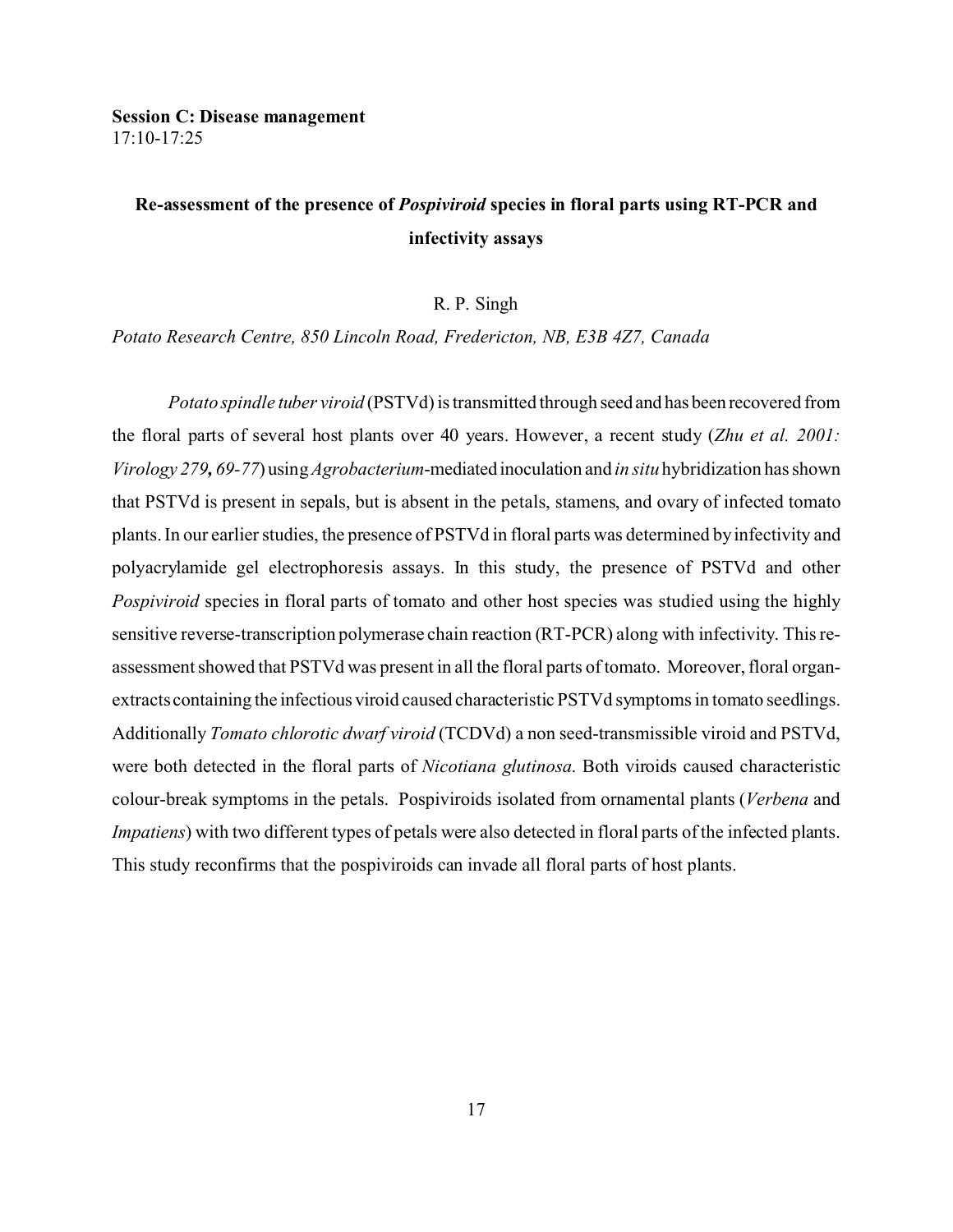**Session C: Disease management**
17:10-17:25

## Re-assessment of the presence of *Pospiviroid* species in floral parts using RT-PCR and infectivity assays

R. P. Singh

*Potato Research Centre, 850 Lincoln Road, Fredericton, NB, E3B 4Z7, Canada*

*Potato spindle tuber viroid* (PSTVd) is transmitted through seed and has been recovered from the floral parts of several host plants over 40 years. However, a recent study (*Zhu et al. 2001: Virology 279**,** 69-77*) using *Agrobacterium*-mediated inoculation and *in situ* hybridization has shown that PSTVd is present in sepals, but is absent in the petals, stamens, and ovary of infected tomato plants. In our earlier studies, the presence of PSTVd in floral parts was determined by infectivity and polyacrylamide gel electrophoresis assays. In this study, the presence of PSTVd and other *Pospiviroid* species in floral parts of tomato and other host species was studied using the highly sensitive reverse-transcription polymerase chain reaction (RT-PCR) along with infectivity. This re-assessment showed that PSTVd was present in all the floral parts of tomato. Moreover, floral organ-extracts containing the infectious viroid caused characteristic PSTVd symptoms in tomato seedlings. Additionally *Tomato chlorotic dwarf viroid* (TCDVd) a non seed-transmissible viroid and PSTVd, were both detected in the floral parts of *Nicotiana glutinosa*. Both viroids caused characteristic colour-break symptoms in the petals. Pospiviroids isolated from ornamental plants (*Verbena* and *Impatiens*) with two different types of petals were also detected in floral parts of the infected plants. This study reconfirms that the pospiviroids can invade all floral parts of host plants.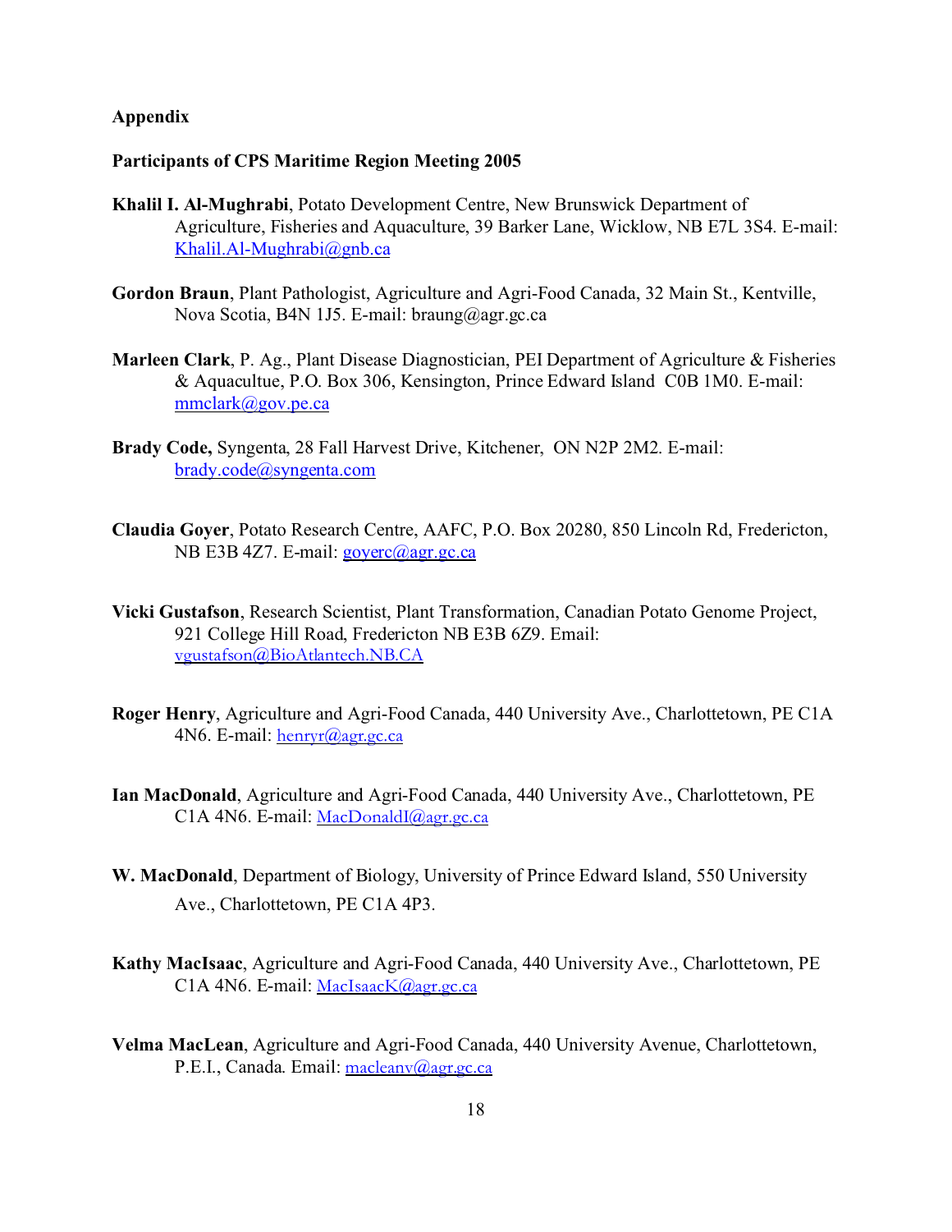**Appendix**

**Participants of CPS Maritime Region Meeting 2005**

**Khalil I. Al-Mughrabi**, Potato Development Centre, New Brunswick Department of Agriculture, Fisheries and Aquaculture, 39 Barker Lane, Wicklow, NB E7L 3S4. E-mail: Khalil.Al-Mughrabi@gnb.ca

**Gordon Braun**, Plant Pathologist, Agriculture and Agri-Food Canada, 32 Main St., Kentville, Nova Scotia, B4N 1J5. E-mail: braung@agr.gc.ca

**Marleen Clark**, P. Ag., Plant Disease Diagnostician, PEI Department of Agriculture & Fisheries & Aquacultue, P.O. Box 306, Kensington, Prince Edward Island C0B 1M0. E-mail: mmclark@gov.pe.ca

**Brady Code,** Syngenta, 28 Fall Harvest Drive, Kitchener, ON N2P 2M2. E-mail: brady.code@syngenta.com

**Claudia Goyer**, Potato Research Centre, AAFC, P.O. Box 20280, 850 Lincoln Rd, Fredericton, NB E3B 4Z7. E-mail: goyerc@agr.gc.ca

**Vicki Gustafson**, Research Scientist, Plant Transformation, Canadian Potato Genome Project, 921 College Hill Road, Fredericton NB E3B 6Z9. Email: vgustafson@BioAtlantech.NB.CA

**Roger Henry**, Agriculture and Agri-Food Canada, 440 University Ave., Charlottetown, PE C1A 4N6. E-mail: henryr@agr.gc.ca

**Ian MacDonald**, Agriculture and Agri-Food Canada, 440 University Ave., Charlottetown, PE C1A 4N6. E-mail: MacDonaldI@agr.gc.ca

**W. MacDonald**, Department of Biology, University of Prince Edward Island, 550 University Ave., Charlottetown, PE C1A 4P3.

**Kathy MacIsaac**, Agriculture and Agri-Food Canada, 440 University Ave., Charlottetown, PE C1A 4N6. E-mail: MacIsaacK@agr.gc.ca

**Velma MacLean**, Agriculture and Agri-Food Canada, 440 University Avenue, Charlottetown, P.E.I., Canada. Email: macleanv@agr.gc.ca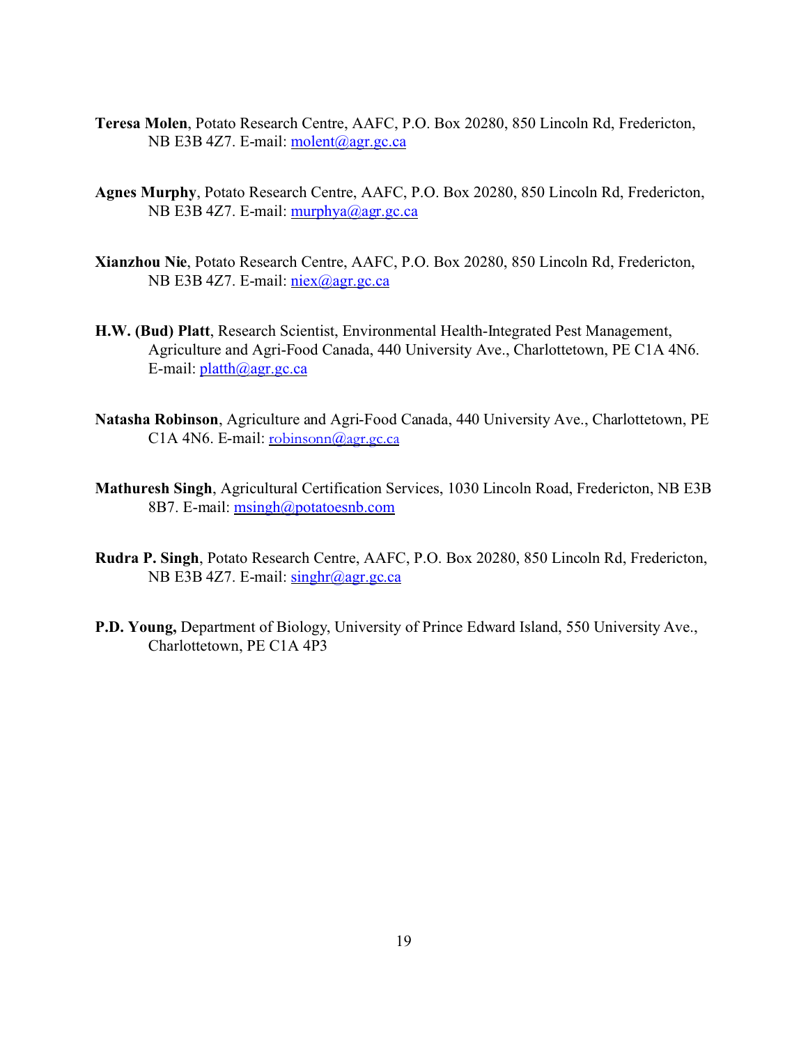**Teresa Molen**, Potato Research Centre, AAFC, P.O. Box 20280, 850 Lincoln Rd, Fredericton, NB E3B 4Z7. E-mail: molent@agr.gc.ca

**Agnes Murphy**, Potato Research Centre, AAFC, P.O. Box 20280, 850 Lincoln Rd, Fredericton, NB E3B 4Z7. E-mail: murphya@agr.gc.ca

**Xianzhou Nie**, Potato Research Centre, AAFC, P.O. Box 20280, 850 Lincoln Rd, Fredericton, NB E3B 4Z7. E-mail: niex@agr.gc.ca

**H.W. (Bud) Platt**, Research Scientist, Environmental Health-Integrated Pest Management, Agriculture and Agri-Food Canada, 440 University Ave., Charlottetown, PE C1A 4N6. E-mail: platth@agr.gc.ca

**Natasha Robinson**, Agriculture and Agri-Food Canada, 440 University Ave., Charlottetown, PE C1A 4N6. E-mail: robinsonn@agr.gc.ca

**Mathuresh Singh**, Agricultural Certification Services, 1030 Lincoln Road, Fredericton, NB E3B 8B7. E-mail: msingh@potatoesnb.com

**Rudra P. Singh**, Potato Research Centre, AAFC, P.O. Box 20280, 850 Lincoln Rd, Fredericton, NB E3B 4Z7. E-mail: singhr@agr.gc.ca

**P.D. Young,** Department of Biology, University of Prince Edward Island, 550 University Ave., Charlottetown, PE C1A 4P3